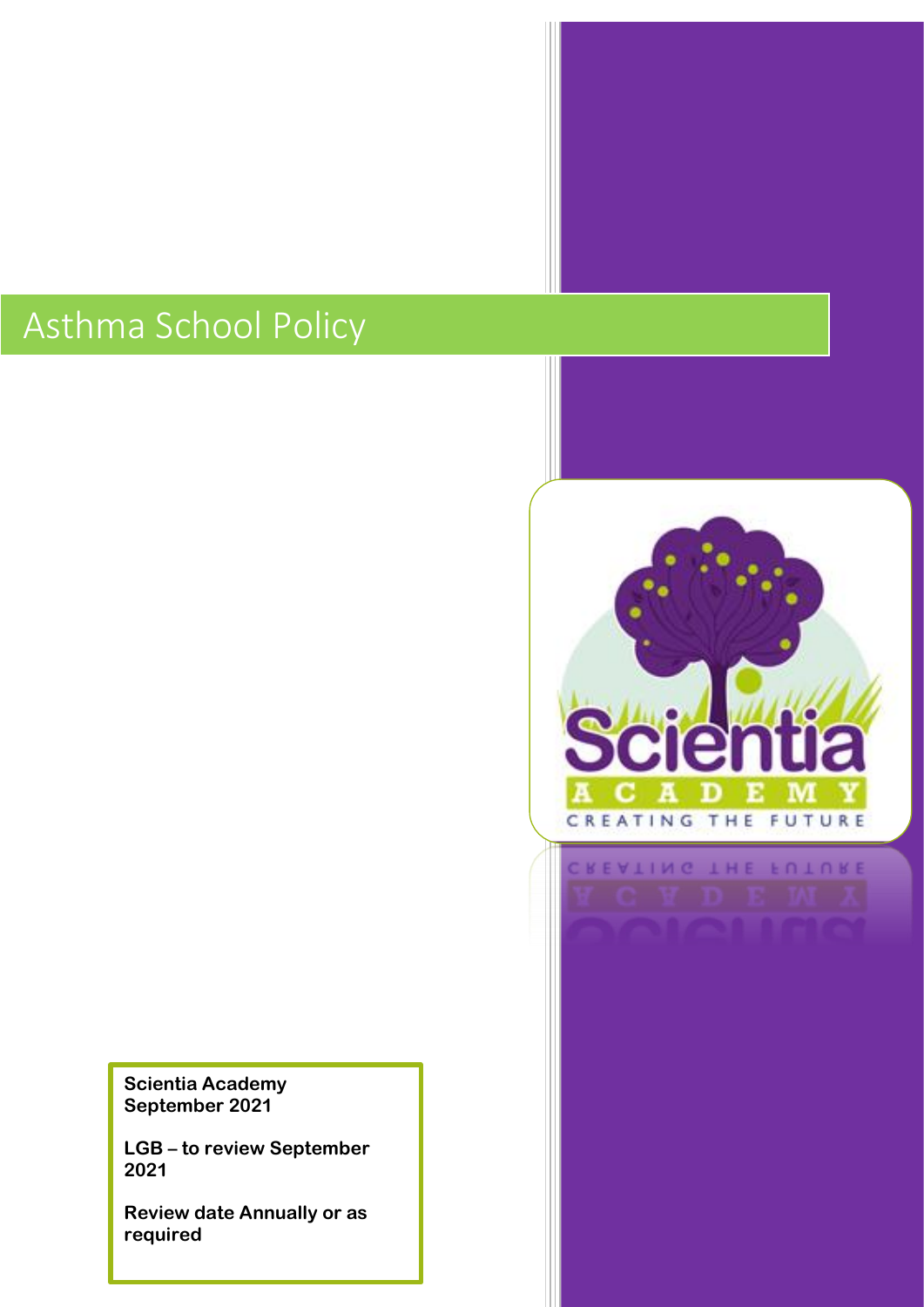# Asthma School Policy

**Scientia Academy**
**September 2021**

**LGB – to review September 2021**

**Review date Annually or as required**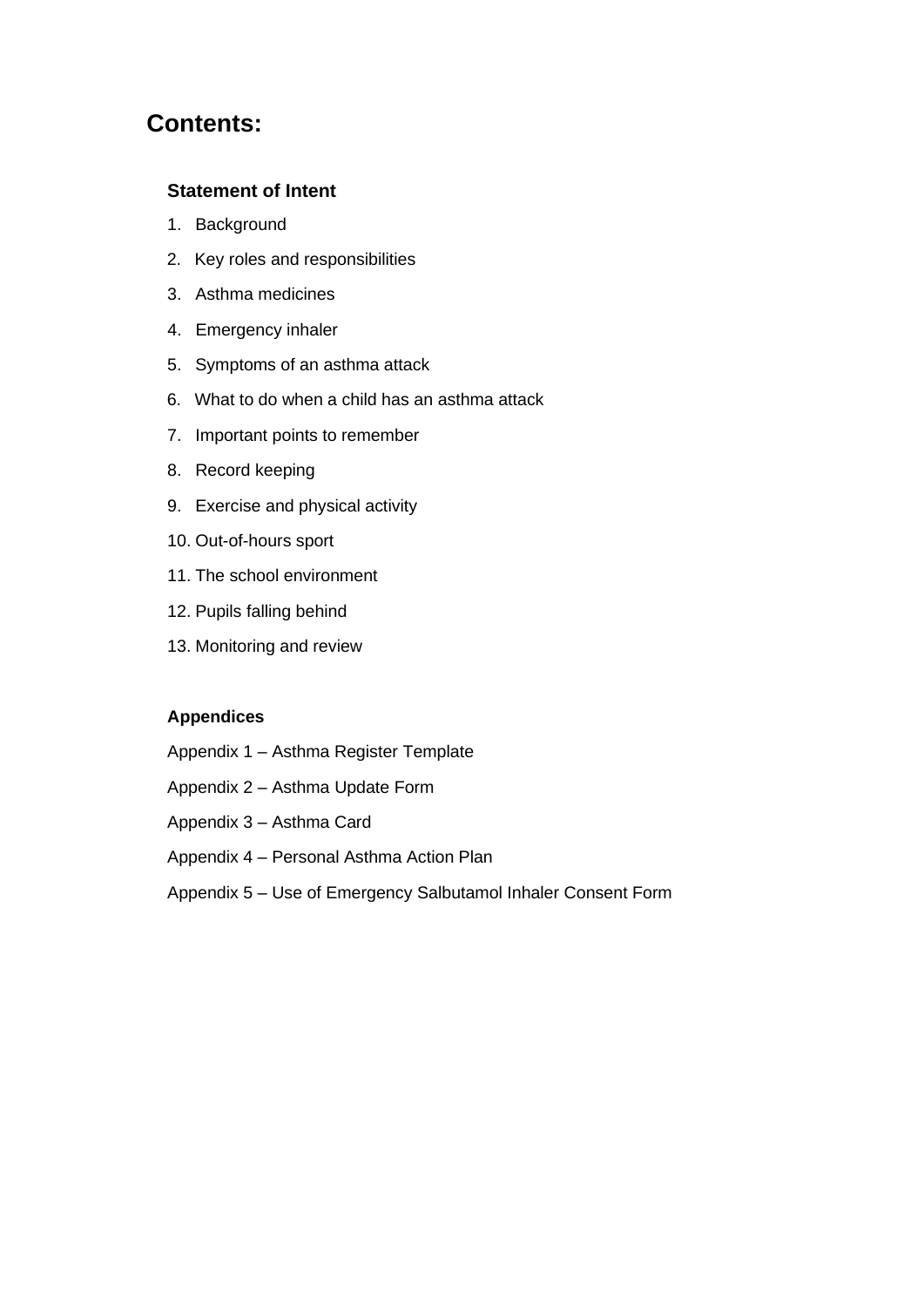# Contents:

**Statement of Intent**

1. Background
2. Key roles and responsibilities
3. Asthma medicines
4. Emergency inhaler
5. Symptoms of an asthma attack
6. What to do when a child has an asthma attack
7. Important points to remember
8. Record keeping
9. Exercise and physical activity
10. Out-of-hours sport
11. The school environment
12. Pupils falling behind
13. Monitoring and review

**Appendices**

Appendix 1 – Asthma Register Template

Appendix 2 – Asthma Update Form

Appendix 3 – Asthma Card

Appendix 4 – Personal Asthma Action Plan

Appendix 5 – Use of Emergency Salbutamol Inhaler Consent Form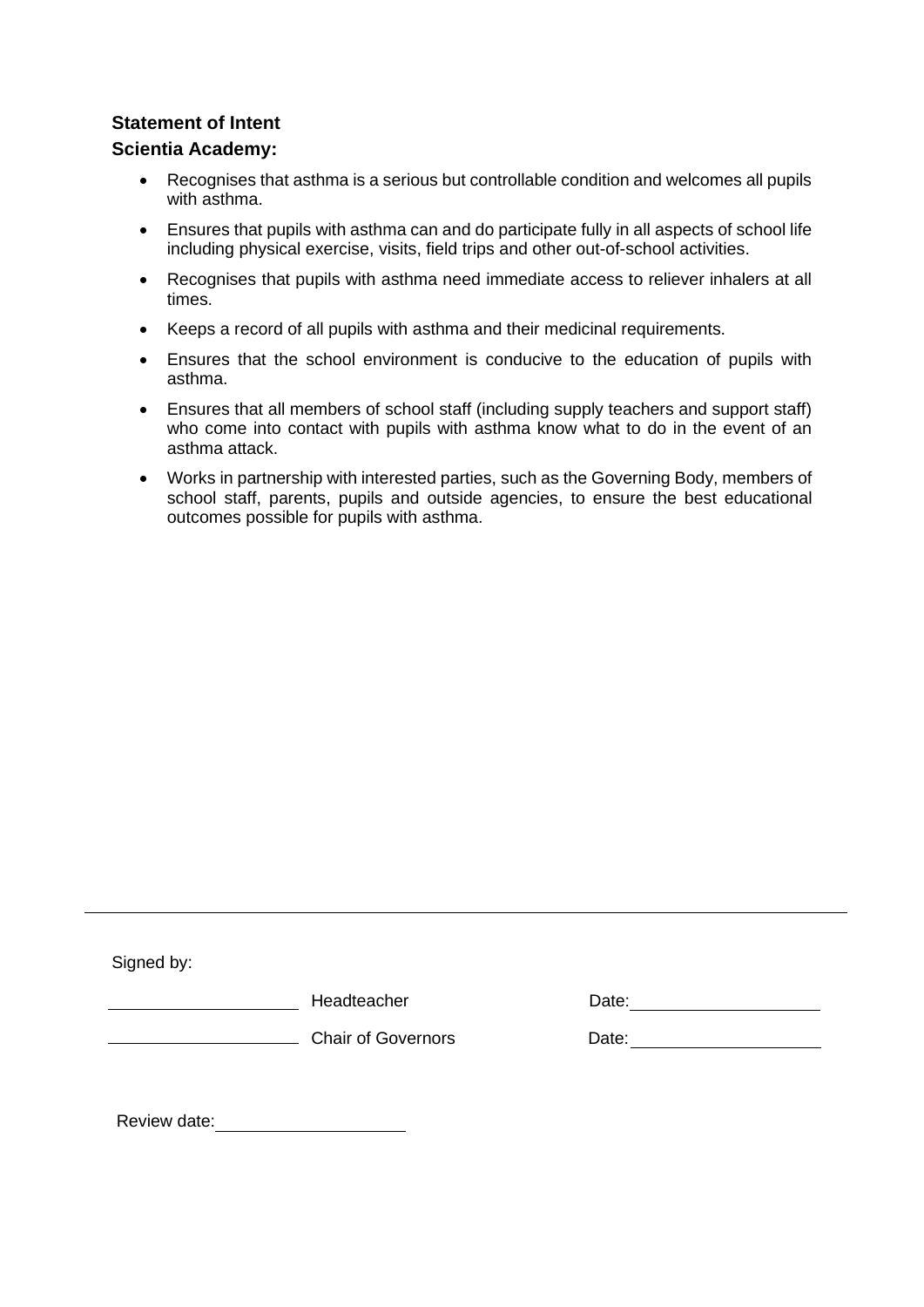**Statement of Intent**

**Scientia Academy:**

- Recognises that asthma is a serious but controllable condition and welcomes all pupils with asthma.
- Ensures that pupils with asthma can and do participate fully in all aspects of school life including physical exercise, visits, field trips and other out-of-school activities.
- Recognises that pupils with asthma need immediate access to reliever inhalers at all times.
- Keeps a record of all pupils with asthma and their medicinal requirements.
- Ensures that the school environment is conducive to the education of pupils with asthma.
- Ensures that all members of school staff (including supply teachers and support staff) who come into contact with pupils with asthma know what to do in the event of an asthma attack.
- Works in partnership with interested parties, such as the Governing Body, members of school staff, parents, pupils and outside agencies, to ensure the best educational outcomes possible for pupils with asthma.

---

Signed by:

____________________ Headteacher Date: ____________________

____________________ Chair of Governors Date: ____________________

Review date: ____________________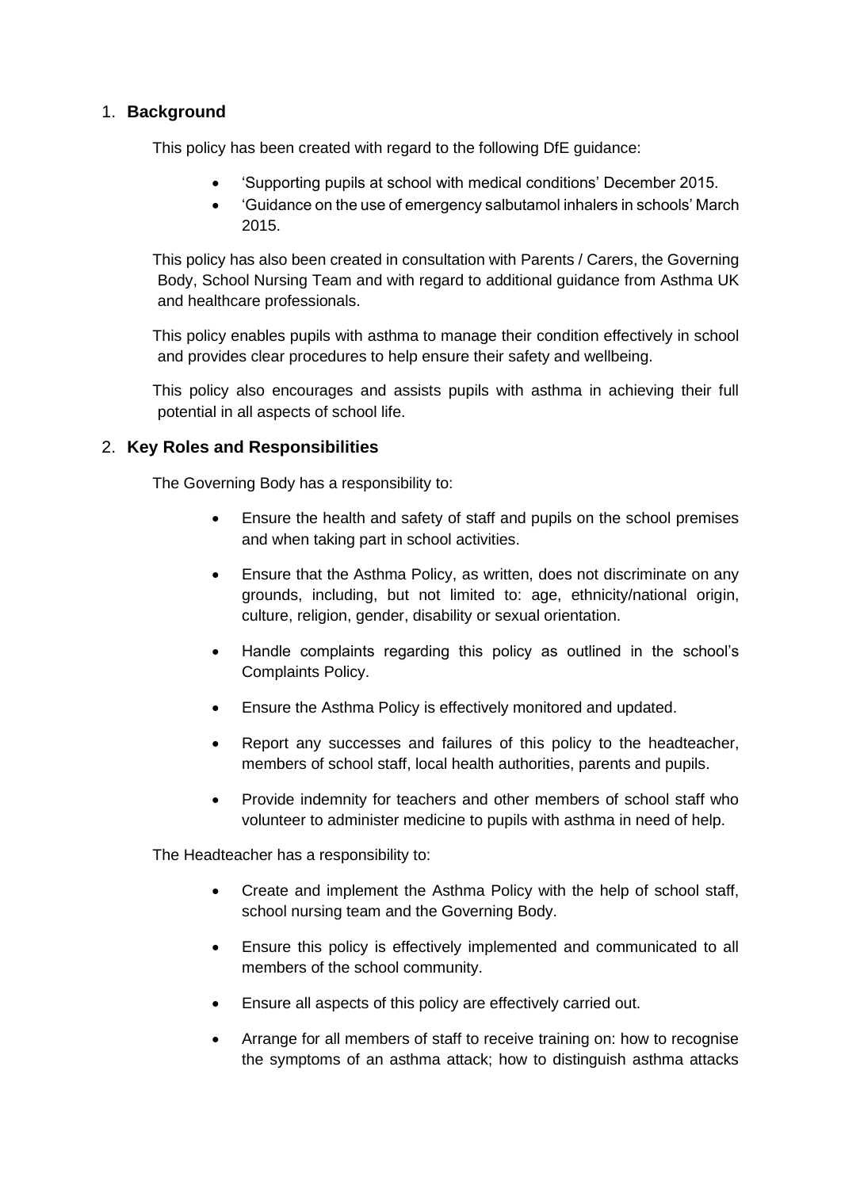## 1. **Background**

This policy has been created with regard to the following DfE guidance:

- 'Supporting pupils at school with medical conditions' December 2015.
- 'Guidance on the use of emergency salbutamol inhalers in schools' March 2015.

This policy has also been created in consultation with Parents / Carers, the Governing Body, School Nursing Team and with regard to additional guidance from Asthma UK and healthcare professionals.

This policy enables pupils with asthma to manage their condition effectively in school and provides clear procedures to help ensure their safety and wellbeing.

This policy also encourages and assists pupils with asthma in achieving their full potential in all aspects of school life.

## 2. **Key Roles and Responsibilities**

The Governing Body has a responsibility to:

- Ensure the health and safety of staff and pupils on the school premises and when taking part in school activities.
- Ensure that the Asthma Policy, as written, does not discriminate on any grounds, including, but not limited to: age, ethnicity/national origin, culture, religion, gender, disability or sexual orientation.
- Handle complaints regarding this policy as outlined in the school's Complaints Policy.
- Ensure the Asthma Policy is effectively monitored and updated.
- Report any successes and failures of this policy to the headteacher, members of school staff, local health authorities, parents and pupils.
- Provide indemnity for teachers and other members of school staff who volunteer to administer medicine to pupils with asthma in need of help.

The Headteacher has a responsibility to:

- Create and implement the Asthma Policy with the help of school staff, school nursing team and the Governing Body.
- Ensure this policy is effectively implemented and communicated to all members of the school community.
- Ensure all aspects of this policy are effectively carried out.
- Arrange for all members of staff to receive training on: how to recognise the symptoms of an asthma attack; how to distinguish asthma attacks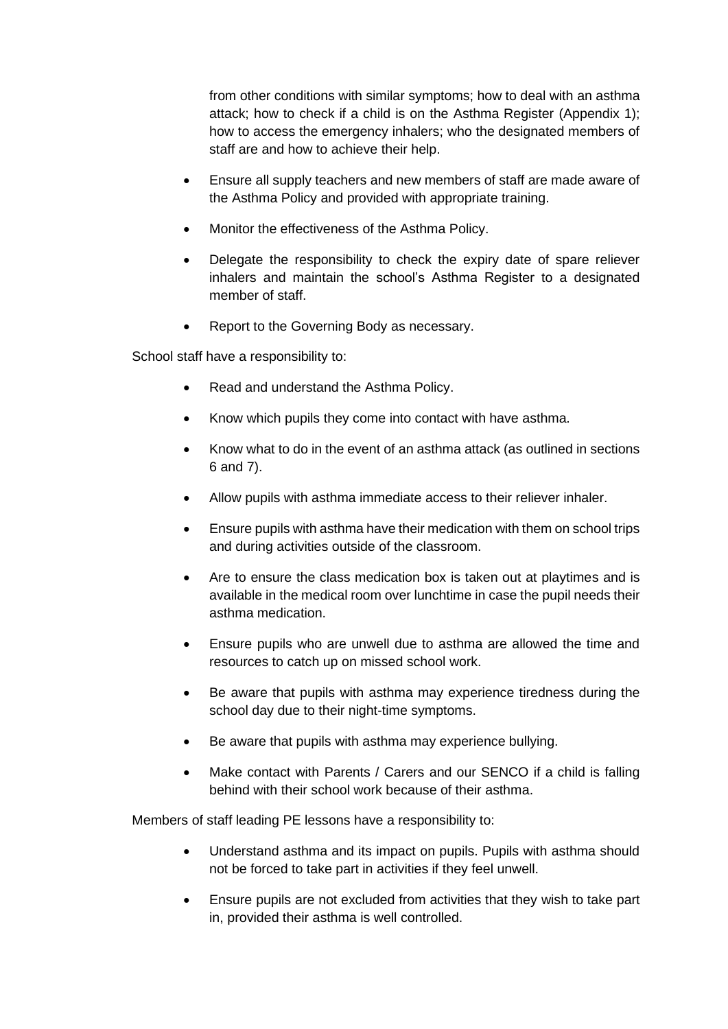from other conditions with similar symptoms; how to deal with an asthma attack; how to check if a child is on the Asthma Register (Appendix 1); how to access the emergency inhalers; who the designated members of staff are and how to achieve their help.

- Ensure all supply teachers and new members of staff are made aware of the Asthma Policy and provided with appropriate training.
- Monitor the effectiveness of the Asthma Policy.
- Delegate the responsibility to check the expiry date of spare reliever inhalers and maintain the school's Asthma Register to a designated member of staff.
- Report to the Governing Body as necessary.

School staff have a responsibility to:

- Read and understand the Asthma Policy.
- Know which pupils they come into contact with have asthma.
- Know what to do in the event of an asthma attack (as outlined in sections 6 and 7).
- Allow pupils with asthma immediate access to their reliever inhaler.
- Ensure pupils with asthma have their medication with them on school trips and during activities outside of the classroom.
- Are to ensure the class medication box is taken out at playtimes and is available in the medical room over lunchtime in case the pupil needs their asthma medication.
- Ensure pupils who are unwell due to asthma are allowed the time and resources to catch up on missed school work.
- Be aware that pupils with asthma may experience tiredness during the school day due to their night-time symptoms.
- Be aware that pupils with asthma may experience bullying.
- Make contact with Parents / Carers and our SENCO if a child is falling behind with their school work because of their asthma.

Members of staff leading PE lessons have a responsibility to:

- Understand asthma and its impact on pupils. Pupils with asthma should not be forced to take part in activities if they feel unwell.
- Ensure pupils are not excluded from activities that they wish to take part in, provided their asthma is well controlled.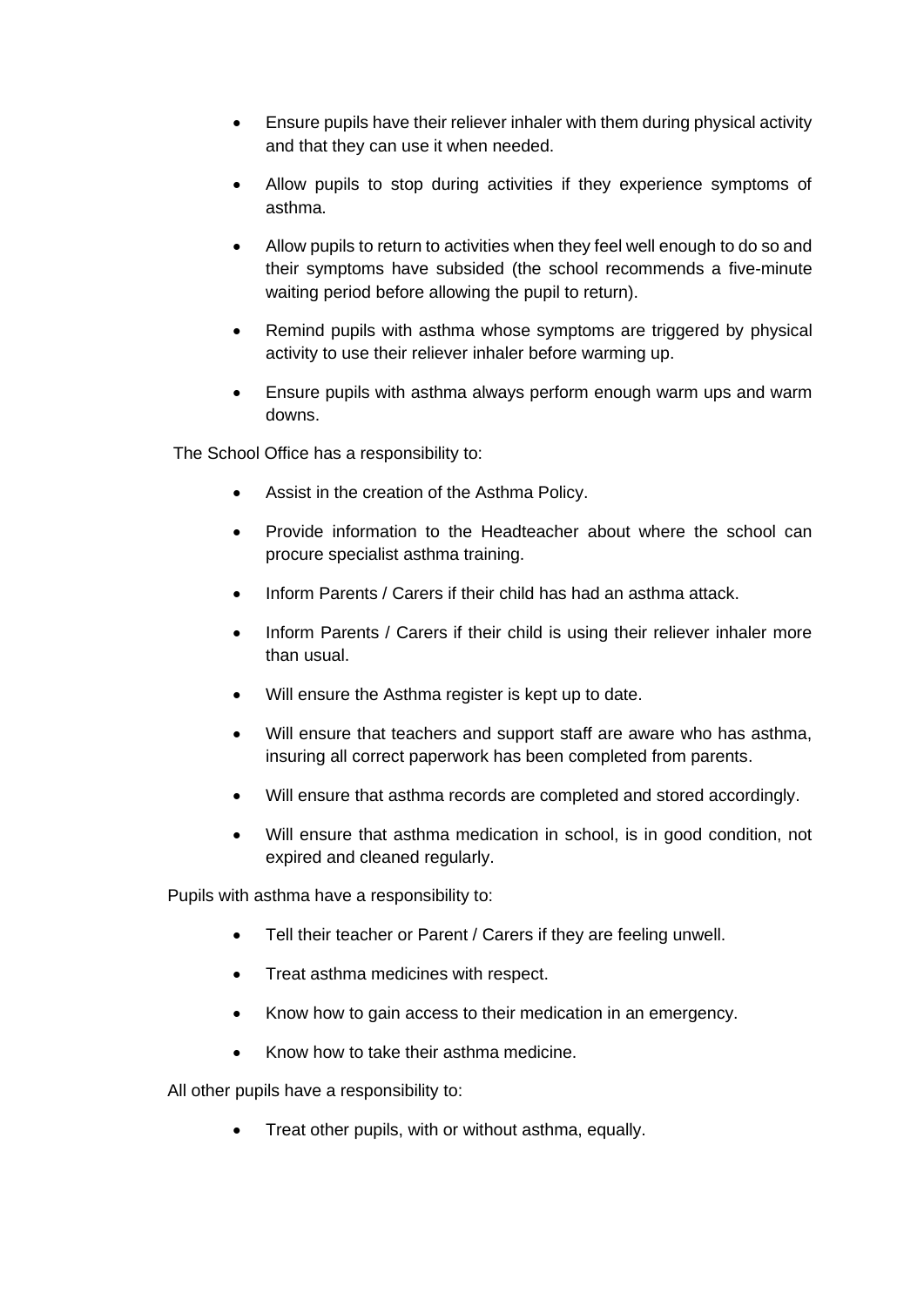- Ensure pupils have their reliever inhaler with them during physical activity and that they can use it when needed.
- Allow pupils to stop during activities if they experience symptoms of asthma.
- Allow pupils to return to activities when they feel well enough to do so and their symptoms have subsided (the school recommends a five-minute waiting period before allowing the pupil to return).
- Remind pupils with asthma whose symptoms are triggered by physical activity to use their reliever inhaler before warming up.
- Ensure pupils with asthma always perform enough warm ups and warm downs.

The School Office has a responsibility to:

- Assist in the creation of the Asthma Policy.
- Provide information to the Headteacher about where the school can procure specialist asthma training.
- Inform Parents / Carers if their child has had an asthma attack.
- Inform Parents / Carers if their child is using their reliever inhaler more than usual.
- Will ensure the Asthma register is kept up to date.
- Will ensure that teachers and support staff are aware who has asthma, insuring all correct paperwork has been completed from parents.
- Will ensure that asthma records are completed and stored accordingly.
- Will ensure that asthma medication in school, is in good condition, not expired and cleaned regularly.

Pupils with asthma have a responsibility to:

- Tell their teacher or Parent / Carers if they are feeling unwell.
- Treat asthma medicines with respect.
- Know how to gain access to their medication in an emergency.
- Know how to take their asthma medicine.

All other pupils have a responsibility to:

- Treat other pupils, with or without asthma, equally.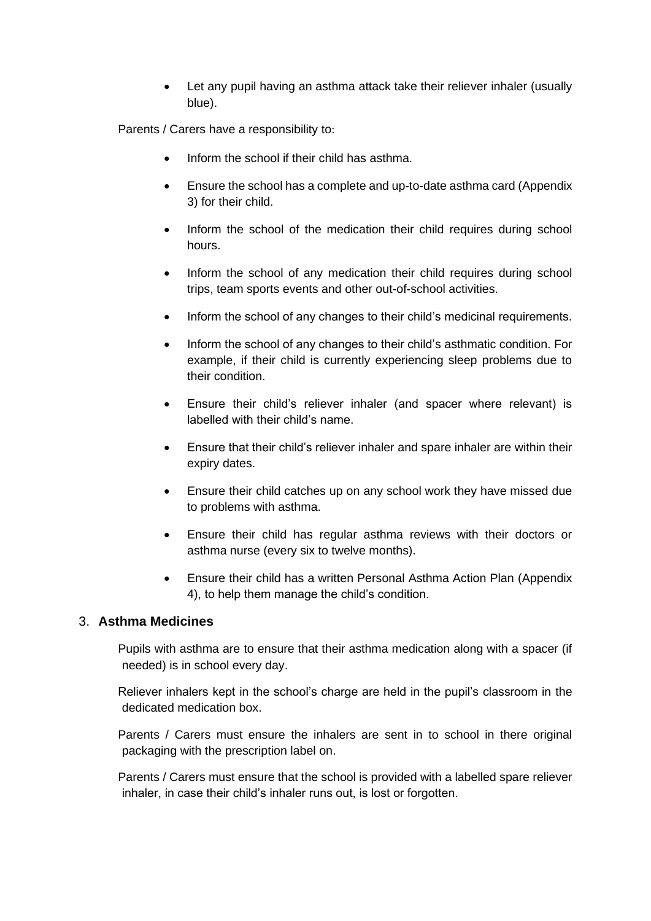- Let any pupil having an asthma attack take their reliever inhaler (usually blue).

Parents / Carers have a responsibility to:

- Inform the school if their child has asthma.
- Ensure the school has a complete and up-to-date asthma card (Appendix 3) for their child.
- Inform the school of the medication their child requires during school hours.
- Inform the school of any medication their child requires during school trips, team sports events and other out-of-school activities.
- Inform the school of any changes to their child's medicinal requirements.
- Inform the school of any changes to their child's asthmatic condition. For example, if their child is currently experiencing sleep problems due to their condition.
- Ensure their child's reliever inhaler (and spacer where relevant) is labelled with their child's name.
- Ensure that their child's reliever inhaler and spare inhaler are within their expiry dates.
- Ensure their child catches up on any school work they have missed due to problems with asthma.
- Ensure their child has regular asthma reviews with their doctors or asthma nurse (every six to twelve months).
- Ensure their child has a written Personal Asthma Action Plan (Appendix 4), to help them manage the child's condition.

## 3. **Asthma Medicines**

Pupils with asthma are to ensure that their asthma medication along with a spacer (if needed) is in school every day.

Reliever inhalers kept in the school's charge are held in the pupil's classroom in the dedicated medication box.

Parents / Carers must ensure the inhalers are sent in to school in there original packaging with the prescription label on.

Parents / Carers must ensure that the school is provided with a labelled spare reliever inhaler, in case their child's inhaler runs out, is lost or forgotten.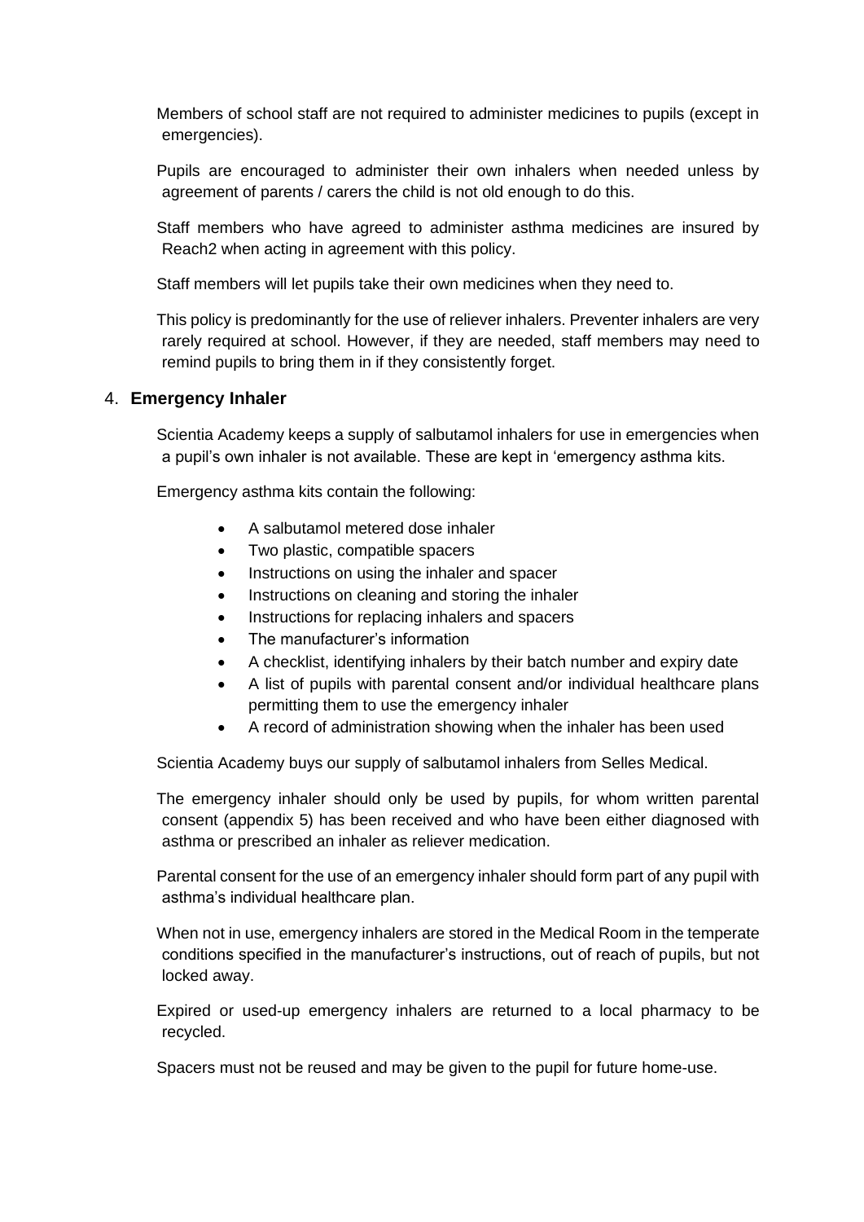Members of school staff are not required to administer medicines to pupils (except in emergencies).

Pupils are encouraged to administer their own inhalers when needed unless by agreement of parents / carers the child is not old enough to do this.

Staff members who have agreed to administer asthma medicines are insured by Reach2 when acting in agreement with this policy.

Staff members will let pupils take their own medicines when they need to.

This policy is predominantly for the use of reliever inhalers. Preventer inhalers are very rarely required at school. However, if they are needed, staff members may need to remind pupils to bring them in if they consistently forget.

## 4. **Emergency Inhaler**

Scientia Academy keeps a supply of salbutamol inhalers for use in emergencies when a pupil's own inhaler is not available. These are kept in 'emergency asthma kits.

Emergency asthma kits contain the following:

- A salbutamol metered dose inhaler
- Two plastic, compatible spacers
- Instructions on using the inhaler and spacer
- Instructions on cleaning and storing the inhaler
- Instructions for replacing inhalers and spacers
- The manufacturer's information
- A checklist, identifying inhalers by their batch number and expiry date
- A list of pupils with parental consent and/or individual healthcare plans permitting them to use the emergency inhaler
- A record of administration showing when the inhaler has been used

Scientia Academy buys our supply of salbutamol inhalers from Selles Medical.

The emergency inhaler should only be used by pupils, for whom written parental consent (appendix 5) has been received and who have been either diagnosed with asthma or prescribed an inhaler as reliever medication.

Parental consent for the use of an emergency inhaler should form part of any pupil with asthma's individual healthcare plan.

When not in use, emergency inhalers are stored in the Medical Room in the temperate conditions specified in the manufacturer's instructions, out of reach of pupils, but not locked away.

Expired or used-up emergency inhalers are returned to a local pharmacy to be recycled.

Spacers must not be reused and may be given to the pupil for future home-use.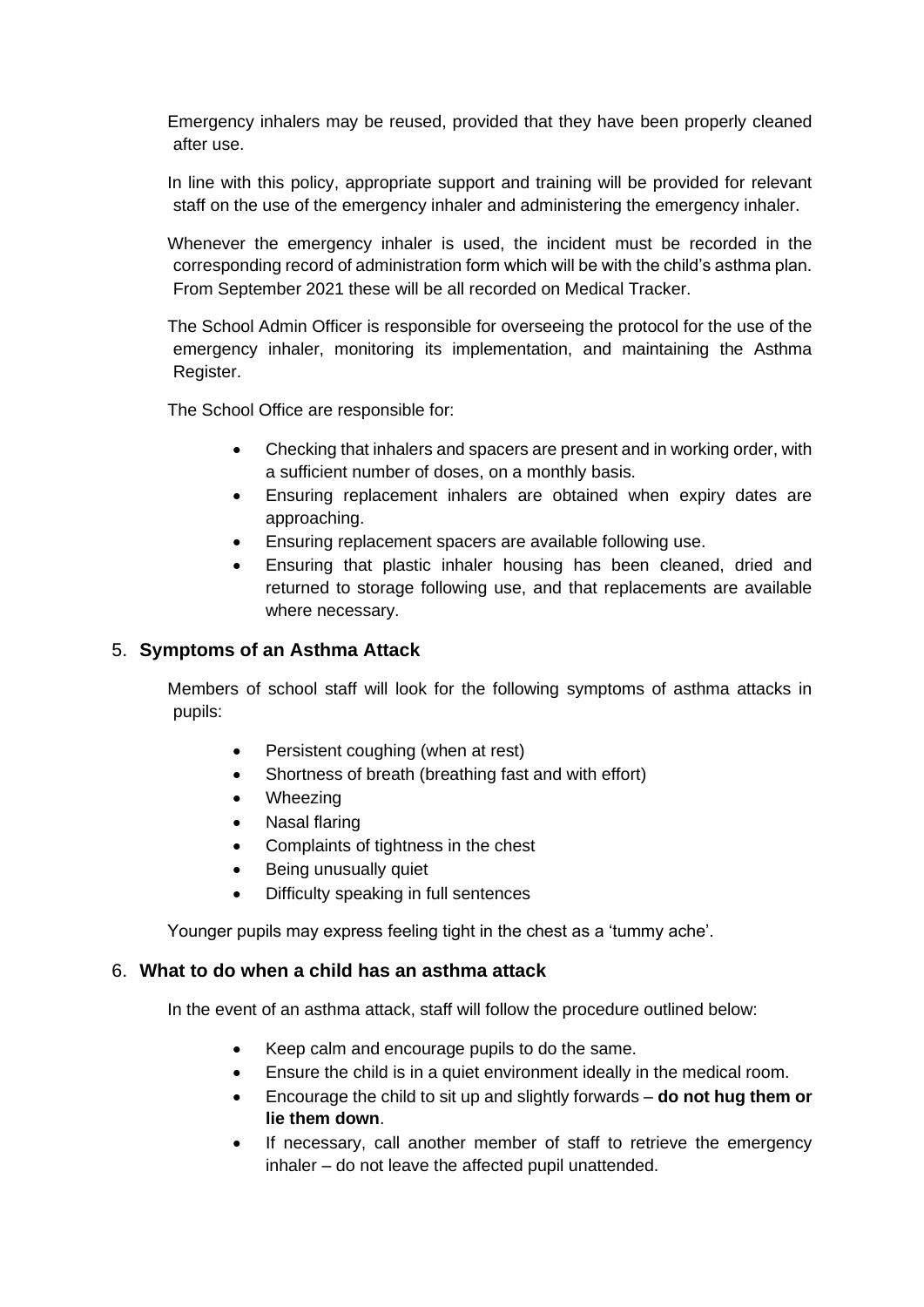Emergency inhalers may be reused, provided that they have been properly cleaned after use.

In line with this policy, appropriate support and training will be provided for relevant staff on the use of the emergency inhaler and administering the emergency inhaler.

Whenever the emergency inhaler is used, the incident must be recorded in the corresponding record of administration form which will be with the child's asthma plan. From September 2021 these will be all recorded on Medical Tracker.

The School Admin Officer is responsible for overseeing the protocol for the use of the emergency inhaler, monitoring its implementation, and maintaining the Asthma Register.

The School Office are responsible for:

- Checking that inhalers and spacers are present and in working order, with a sufficient number of doses, on a monthly basis.
- Ensuring replacement inhalers are obtained when expiry dates are approaching.
- Ensuring replacement spacers are available following use.
- Ensuring that plastic inhaler housing has been cleaned, dried and returned to storage following use, and that replacements are available where necessary.

## 5. Symptoms of an Asthma Attack

Members of school staff will look for the following symptoms of asthma attacks in pupils:

- Persistent coughing (when at rest)
- Shortness of breath (breathing fast and with effort)
- Wheezing
- Nasal flaring
- Complaints of tightness in the chest
- Being unusually quiet
- Difficulty speaking in full sentences

Younger pupils may express feeling tight in the chest as a 'tummy ache'.

## 6. What to do when a child has an asthma attack

In the event of an asthma attack, staff will follow the procedure outlined below:

- Keep calm and encourage pupils to do the same.
- Ensure the child is in a quiet environment ideally in the medical room.
- Encourage the child to sit up and slightly forwards – **do not hug them or lie them down**.
- If necessary, call another member of staff to retrieve the emergency inhaler – do not leave the affected pupil unattended.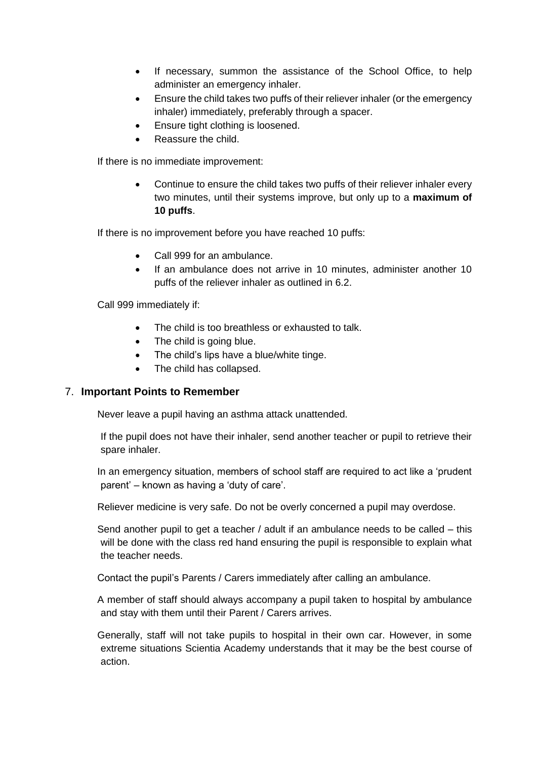- If necessary, summon the assistance of the School Office, to help administer an emergency inhaler.
- Ensure the child takes two puffs of their reliever inhaler (or the emergency inhaler) immediately, preferably through a spacer.
- Ensure tight clothing is loosened.
- Reassure the child.

If there is no immediate improvement:

- Continue to ensure the child takes two puffs of their reliever inhaler every two minutes, until their systems improve, but only up to a **maximum of 10 puffs**.

If there is no improvement before you have reached 10 puffs:

- Call 999 for an ambulance.
- If an ambulance does not arrive in 10 minutes, administer another 10 puffs of the reliever inhaler as outlined in 6.2.

Call 999 immediately if:

- The child is too breathless or exhausted to talk.
- The child is going blue.
- The child's lips have a blue/white tinge.
- The child has collapsed.

## 7. Important Points to Remember

Never leave a pupil having an asthma attack unattended.

If the pupil does not have their inhaler, send another teacher or pupil to retrieve their spare inhaler.

In an emergency situation, members of school staff are required to act like a 'prudent parent' – known as having a 'duty of care'.

Reliever medicine is very safe. Do not be overly concerned a pupil may overdose.

Send another pupil to get a teacher / adult if an ambulance needs to be called – this will be done with the class red hand ensuring the pupil is responsible to explain what the teacher needs.

Contact the pupil's Parents / Carers immediately after calling an ambulance.

A member of staff should always accompany a pupil taken to hospital by ambulance and stay with them until their Parent / Carers arrives.

Generally, staff will not take pupils to hospital in their own car. However, in some extreme situations Scientia Academy understands that it may be the best course of action.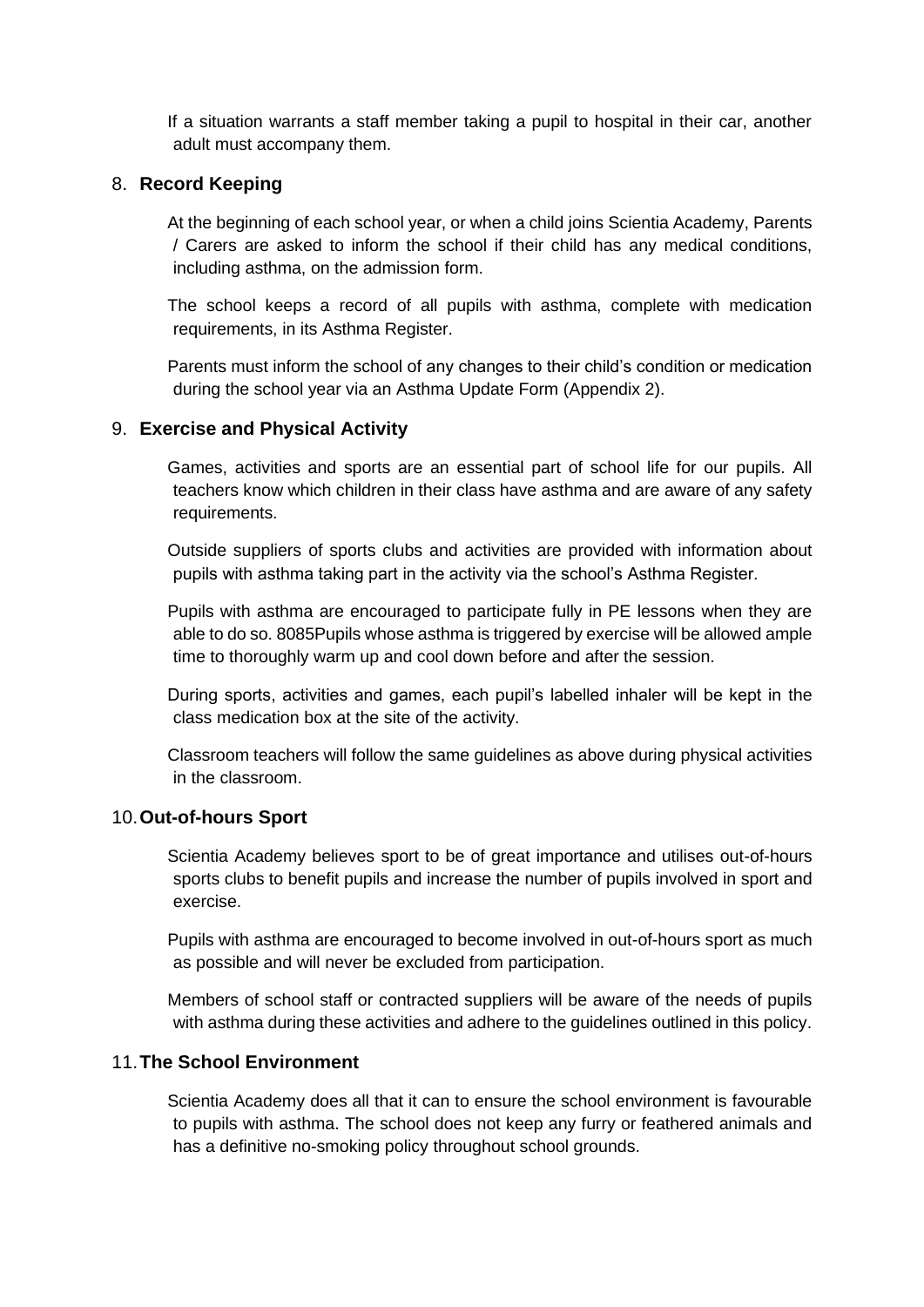If a situation warrants a staff member taking a pupil to hospital in their car, another adult must accompany them.

## 8. Record Keeping

At the beginning of each school year, or when a child joins Scientia Academy, Parents / Carers are asked to inform the school if their child has any medical conditions, including asthma, on the admission form.

The school keeps a record of all pupils with asthma, complete with medication requirements, in its Asthma Register.

Parents must inform the school of any changes to their child's condition or medication during the school year via an Asthma Update Form (Appendix 2).

## 9. Exercise and Physical Activity

Games, activities and sports are an essential part of school life for our pupils. All teachers know which children in their class have asthma and are aware of any safety requirements.

Outside suppliers of sports clubs and activities are provided with information about pupils with asthma taking part in the activity via the school's Asthma Register.

Pupils with asthma are encouraged to participate fully in PE lessons when they are able to do so. 8085Pupils whose asthma is triggered by exercise will be allowed ample time to thoroughly warm up and cool down before and after the session.

During sports, activities and games, each pupil's labelled inhaler will be kept in the class medication box at the site of the activity.

Classroom teachers will follow the same guidelines as above during physical activities in the classroom.

## 10. Out-of-hours Sport

Scientia Academy believes sport to be of great importance and utilises out-of-hours sports clubs to benefit pupils and increase the number of pupils involved in sport and exercise.

Pupils with asthma are encouraged to become involved in out-of-hours sport as much as possible and will never be excluded from participation.

Members of school staff or contracted suppliers will be aware of the needs of pupils with asthma during these activities and adhere to the guidelines outlined in this policy.

## 11. The School Environment

Scientia Academy does all that it can to ensure the school environment is favourable to pupils with asthma. The school does not keep any furry or feathered animals and has a definitive no-smoking policy throughout school grounds.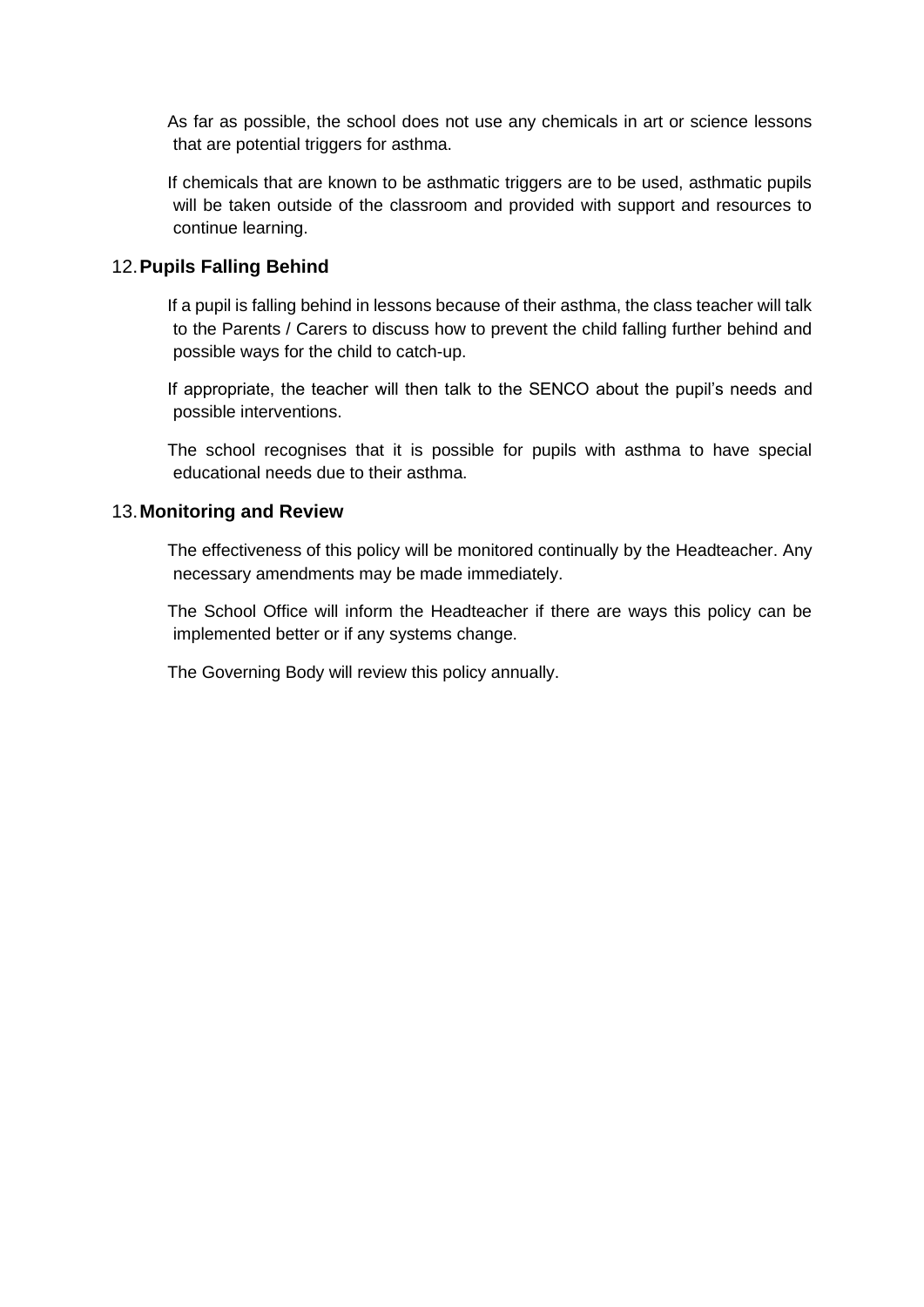As far as possible, the school does not use any chemicals in art or science lessons that are potential triggers for asthma.

If chemicals that are known to be asthmatic triggers are to be used, asthmatic pupils will be taken outside of the classroom and provided with support and resources to continue learning.

## 12. Pupils Falling Behind

If a pupil is falling behind in lessons because of their asthma, the class teacher will talk to the Parents / Carers to discuss how to prevent the child falling further behind and possible ways for the child to catch-up.

If appropriate, the teacher will then talk to the SENCO about the pupil's needs and possible interventions.

The school recognises that it is possible for pupils with asthma to have special educational needs due to their asthma.

## 13. Monitoring and Review

The effectiveness of this policy will be monitored continually by the Headteacher. Any necessary amendments may be made immediately.

The School Office will inform the Headteacher if there are ways this policy can be implemented better or if any systems change.

The Governing Body will review this policy annually.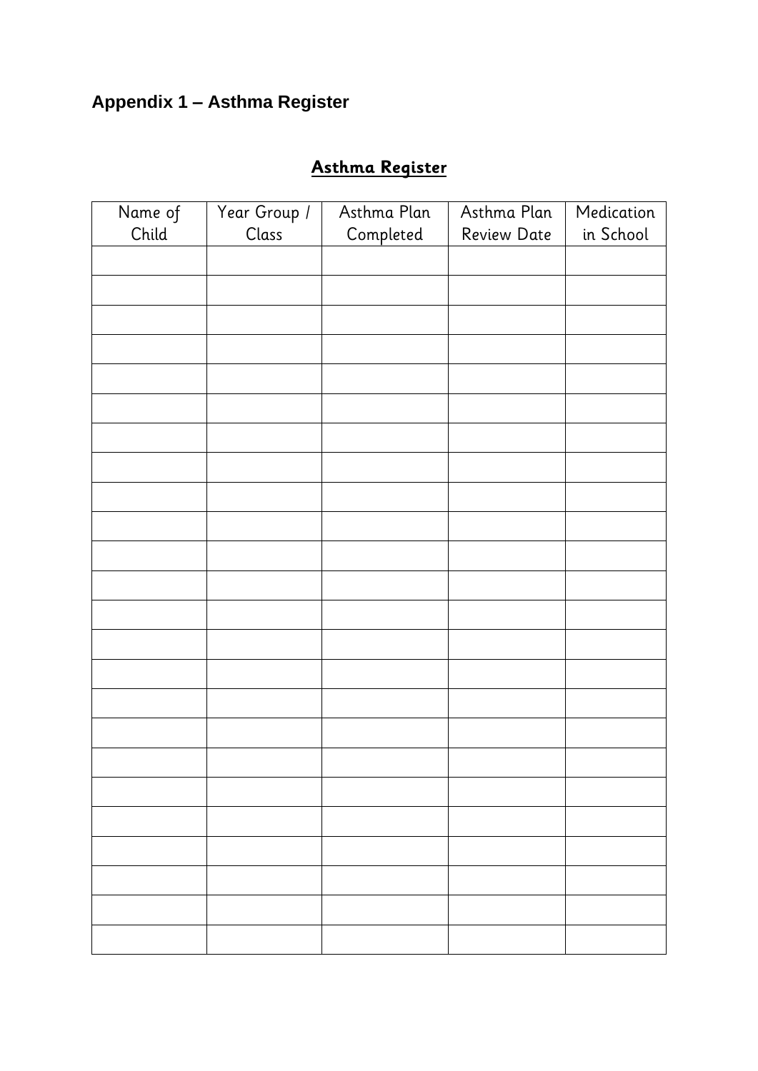## Appendix 1 – Asthma Register

**Asthma Register**

| Name of Child | Year Group / Class | Asthma Plan Completed | Asthma Plan Review Date | Medication in School |
|---|---|---|---|---|
| | | | | |
| | | | | |
| | | | | |
| | | | | |
| | | | | |
| | | | | |
| | | | | |
| | | | | |
| | | | | |
| | | | | |
| | | | | |
| | | | | |
| | | | | |
| | | | | |
| | | | | |
| | | | | |
| | | | | |
| | | | | |
| | | | | |
| | | | | |
| | | | | |
| | | | | |
| | | | | |
| | | | | |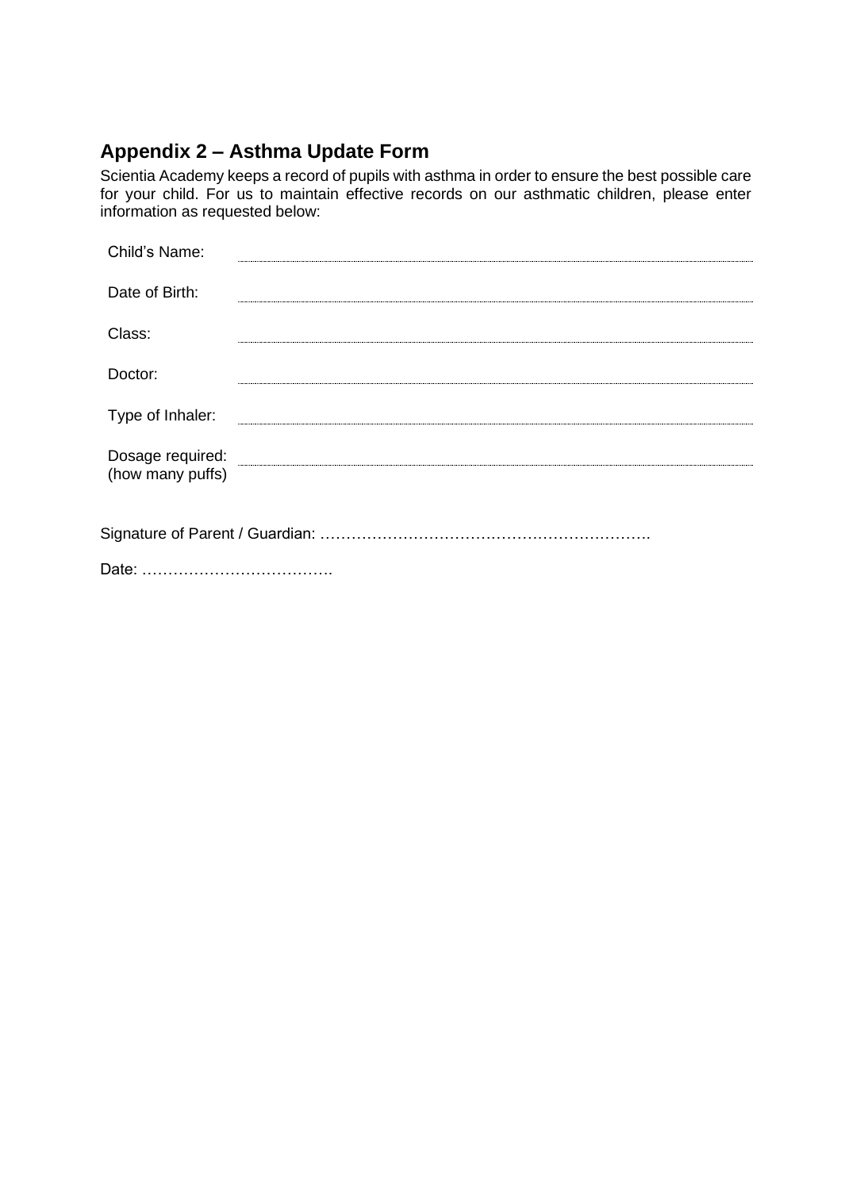## Appendix 2 – Asthma Update Form

Scientia Academy keeps a record of pupils with asthma in order to ensure the best possible care for your child. For us to maintain effective records on our asthmatic children, please enter information as requested below:

Child's Name: ..............................................................................................................................

Date of Birth: ..............................................................................................................................

Class: ..............................................................................................................................

Doctor: ..............................................................................................................................

Type of Inhaler: ..............................................................................................................................

Dosage required: (how many puffs) ..............................................................................................................................

Signature of Parent / Guardian: ……………………………………………………….

Date: ……………………………….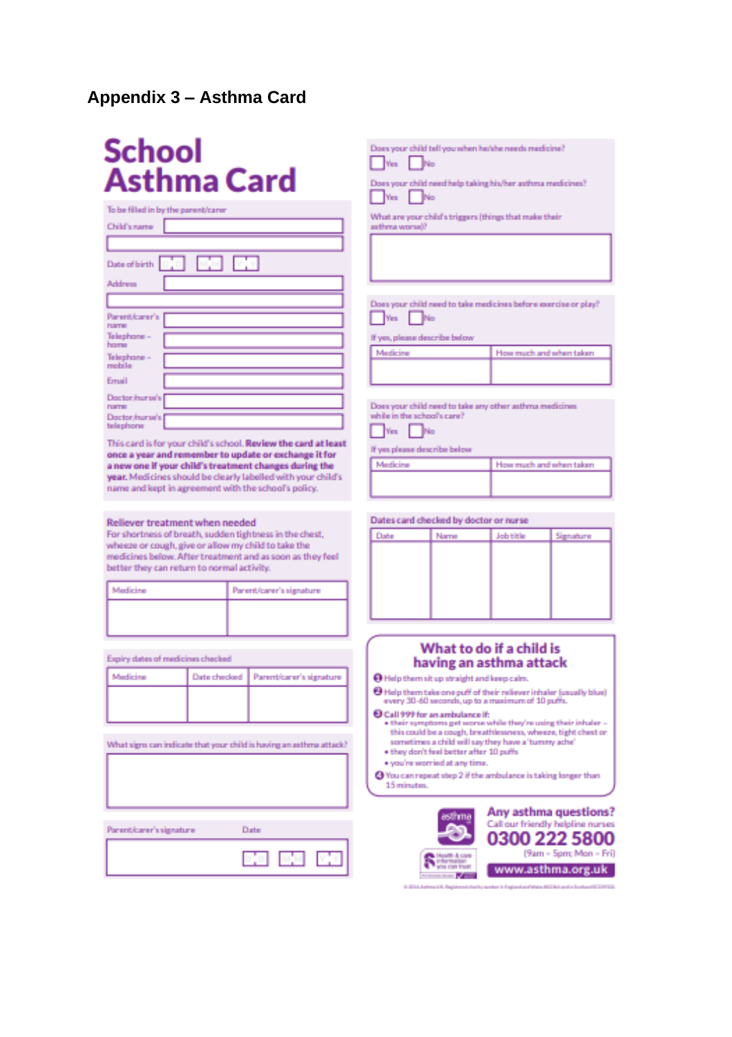## Appendix 3 – Asthma Card

# School Asthma Card

To be filled in by the parent/carer

Child's name

Date of birth D D / M M / Y Y

Address

Parent/carer's name

Telephone – home

Telephone – mobile

Email

Doctor/nurse's name

Doctor/nurse's telephone

This card is for your child's school. **Review the card at least once a year and remember to update or exchange it for a new one if your child's treatment changes during the year.** Medicines should be clearly labelled with your child's name and kept in agreement with the school's policy.

### Reliever treatment when needed

For shortness of breath, sudden tightness in the chest, wheeze or cough, give or allow my child to take the medicines below. After treatment and as soon as they feel better they can return to normal activity.

| Medicine | Parent/carer's signature |
|---|---|
| | |

Expiry dates of medicines checked

| Medicine | Date checked | Parent/carer's signature |
|---|---|---|
| | | |

What signs can indicate that your child is having an asthma attack?

Parent/carer's signature

Date D D / M M / Y Y

Does your child tell you when he/she needs medicine?

☐ Yes ☐ No

Does your child need help taking his/her asthma medicines?

☐ Yes ☐ No

What are your child's triggers (things that make their asthma worse)?

Does your child need to take medicines before exercise or play?

☐ Yes ☐ No

If yes, please describe below

| Medicine | How much and when taken |
|---|---|
| | |

Does your child need to take any other asthma medicines while in the school's care?

☐ Yes ☐ No

If yes please describe below

| Medicine | How much and when taken |
|---|---|
| | |

### Dates card checked by doctor or nurse

| Date | Name | Job title | Signature |
|---|---|---|---|
| | | | |

### What to do if a child is having an asthma attack

1. Help them sit up straight and keep calm.
2. Help them take one puff of their reliever inhaler (usually blue) every 30-60 seconds, up to a maximum of 10 puffs.
3. **Call 999 for an ambulance if:**
   - their symptoms get worse while they're using their inhaler – this could be a cough, breathlessness, wheeze, tight chest or sometimes a child will say they have a 'tummy ache'
   - they don't feel better after 10 puffs
   - you're worried at any time.
4. You can repeat step 2 if the ambulance is taking longer than 15 minutes.

**Any asthma questions?**
Call our friendly helpline nurses
**0300 222 5800**
(9am – 5pm; Mon – Fri)
**www.asthma.org.uk**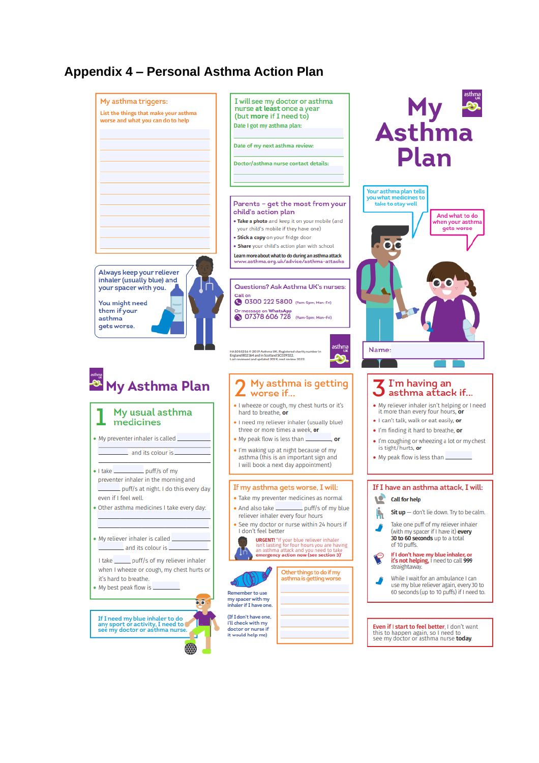# Appendix 4 – Personal Asthma Action Plan

**My asthma triggers:**

List the things that make your asthma worse and what you can do to help

______________________________

______________________________

______________________________

______________________________

______________________________

______________________________

______________________________

______________________________

______________________________

______________________________

______________________________

Always keep your reliever inhaler (usually blue) and your spacer with you.

You might need them if your asthma gets worse.

**I will see my doctor or asthma nurse at least once a year (but more if I need to)**

Date I got my asthma plan: ______________________________

Date of my next asthma review: ______________________________

Doctor/asthma nurse contact details: ______________________________

**Parents – get the most from your child's action plan**

- **Take a photo** and keep it on your mobile (and your child's mobile if they have one)
- **Stick a copy** on your fridge door
- **Share** your child's action plan with school

Learn more about what to do during an asthma attack www.asthma.org.uk/advice/asthma-attacks

**Questions? Ask Asthma UK's nurses:**

Call on
0300 222 5800 (9am-5pm; Mon-Fri)

Or message on WhatsApp
07378 606 728 (9am-5pm; Mon-Fri)

HA1016216 © 2019 Asthma UK. Registered charity number in England 802364 and in Scotland SC039322. Last reviewed and updated 2019, next review 2022.

# My Asthma Plan

Your asthma plan tells you what medicines to take to stay well

And what to do when your asthma gets worse

Name: ______________________________

# My Asthma Plan

## 1 My usual asthma medicines

- My preventer inhaler is called ____________ and its colour is ____________
- I take ______ puff/s of my preventer inhaler in the morning and ______ puff/s at night. I do this every day even if I feel well.
- Other asthma medicines I take every day: ______________________________
- My reliever inhaler is called ____________ and its colour is ____________

  I take ______ puff/s of my reliever inhaler when I wheeze or cough, my chest hurts or it's hard to breathe.
- My best peak flow is ____________

If I need my blue inhaler to do any sport or activity, I need to see my doctor or asthma nurse.

## 2 My asthma is getting worse if...

- I wheeze or cough, my chest hurts or it's hard to breathe, **or**
- I need my reliever inhaler (usually blue) three or more times a week, **or**
- My peak flow is less than ____________, **or**
- I'm waking up at night because of my asthma (this is an important sign and I will book a next day appointment)

**If my asthma gets worse, I will:**

- Take my preventer medicines as normal
- And also take ____________ puff/s of my blue reliever inhaler every four hours
- See my doctor or nurse within 24 hours if I don't feel better

**URGENT!** "If your blue reliever inhaler isn't lasting for four hours you are having an asthma attack and you need to take emergency action now (see section 3)"

Remember to use my spacer with my inhaler if I have one.

(If I don't have one, I'll check with my doctor or nurse if it would help me)

**Other things to do if my asthma is getting worse**

______________________________

______________________________

______________________________

______________________________

## 3 I'm having an asthma attack if...

- My reliever inhaler isn't helping or I need it more than every four hours, **or**
- I can't talk, walk or eat easily, **or**
- I'm finding it hard to breathe, **or**
- I'm coughing or wheezing a lot or my chest is tight/hurts, **or**
- My peak flow is less than ____________

**If I have an asthma attack, I will:**

**Call for help**

**Sit up** — don't lie down. Try to be calm.

Take one puff of my reliever inhaler (with my spacer if I have it) **every 30 to 60 seconds** up to a total of 10 puffs.

**If I don't have my blue inhaler, or it's not helping**, I need to call **999** straightaway.

While I wait for an ambulance I can use my blue reliever again, every 30 to 60 seconds (up to 10 puffs) if I need to.

**Even if I start to feel better**, I don't want this to happen again, so I need to see my doctor or asthma nurse **today**.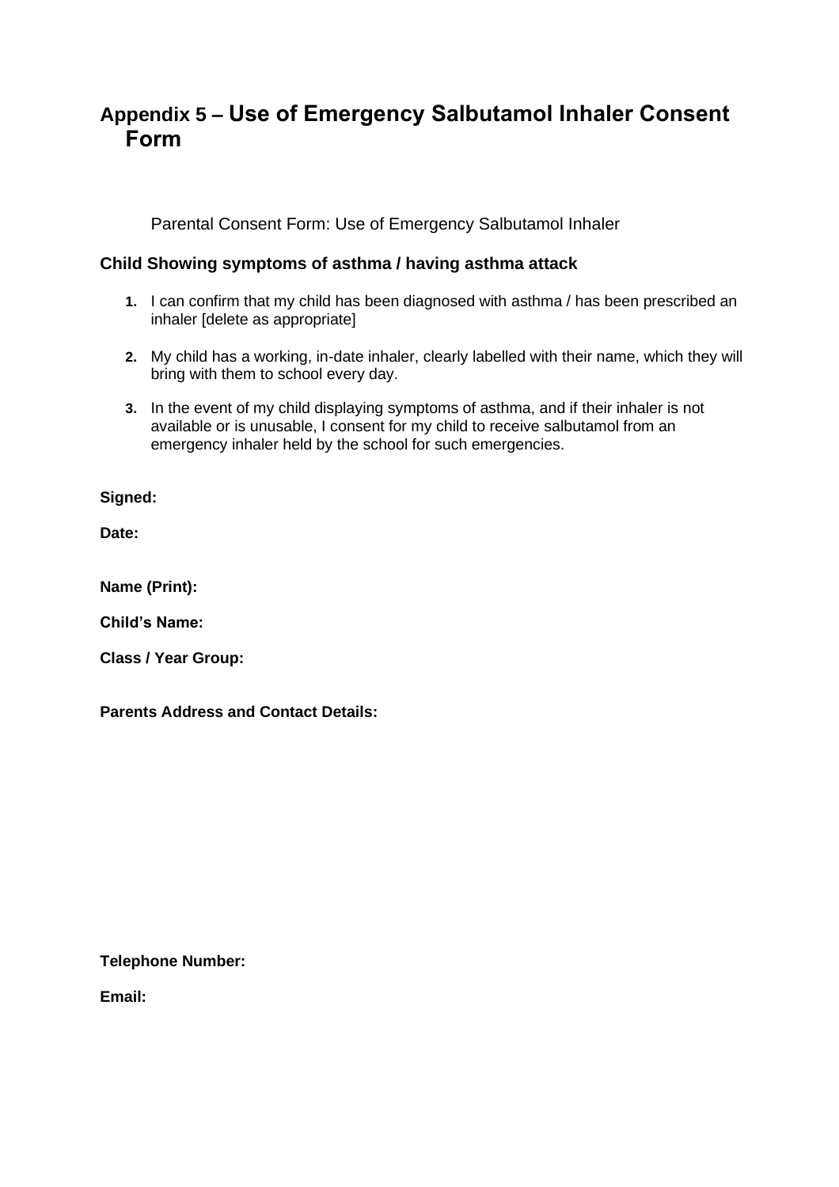## Appendix 5 – Use of Emergency Salbutamol Inhaler Consent Form

Parental Consent Form: Use of Emergency Salbutamol Inhaler

### Child Showing symptoms of asthma / having asthma attack

1. I can confirm that my child has been diagnosed with asthma / has been prescribed an inhaler [delete as appropriate]
2. My child has a working, in-date inhaler, clearly labelled with their name, which they will bring with them to school every day.
3. In the event of my child displaying symptoms of asthma, and if their inhaler is not available or is unusable, I consent for my child to receive salbutamol from an emergency inhaler held by the school for such emergencies.

**Signed:**

**Date:**

**Name (Print):**

**Child's Name:**

**Class / Year Group:**

**Parents Address and Contact Details:**

**Telephone Number:**

**Email:**